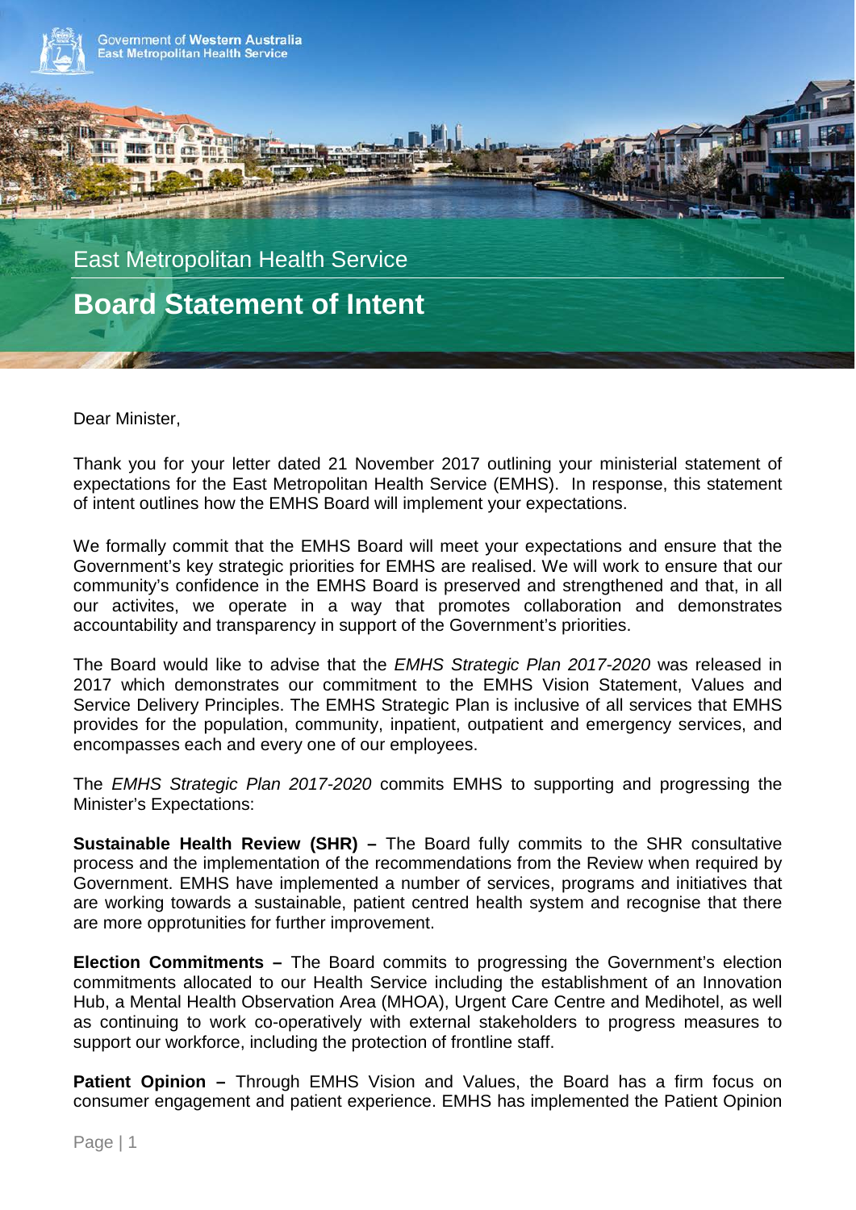Government of Western Australia
East Metropolitan Health Service

East Metropolitan Health Service

# Board Statement of Intent

Dear Minister,

Thank you for your letter dated 21 November 2017 outlining your ministerial statement of expectations for the East Metropolitan Health Service (EMHS). In response, this statement of intent outlines how the EMHS Board will implement your expectations.

We formally commit that the EMHS Board will meet your expectations and ensure that the Government's key strategic priorities for EMHS are realised. We will work to ensure that our community's confidence in the EMHS Board is preserved and strengthened and that, in all our activites, we operate in a way that promotes collaboration and demonstrates accountability and transparency in support of the Government's priorities.

The Board would like to advise that the *EMHS Strategic Plan 2017-2020* was released in 2017 which demonstrates our commitment to the EMHS Vision Statement, Values and Service Delivery Principles. The EMHS Strategic Plan is inclusive of all services that EMHS provides for the population, community, inpatient, outpatient and emergency services, and encompasses each and every one of our employees.

The *EMHS Strategic Plan 2017-2020* commits EMHS to supporting and progressing the Minister's Expectations:

**Sustainable Health Review (SHR) –** The Board fully commits to the SHR consultative process and the implementation of the recommendations from the Review when required by Government. EMHS have implemented a number of services, programs and initiatives that are working towards a sustainable, patient centred health system and recognise that there are more opprotunities for further improvement.

**Election Commitments –** The Board commits to progressing the Government's election commitments allocated to our Health Service including the establishment of an Innovation Hub, a Mental Health Observation Area (MHOA), Urgent Care Centre and Medihotel, as well as continuing to work co-operatively with external stakeholders to progress measures to support our workforce, including the protection of frontline staff.

**Patient Opinion –** Through EMHS Vision and Values, the Board has a firm focus on consumer engagement and patient experience. EMHS has implemented the Patient Opinion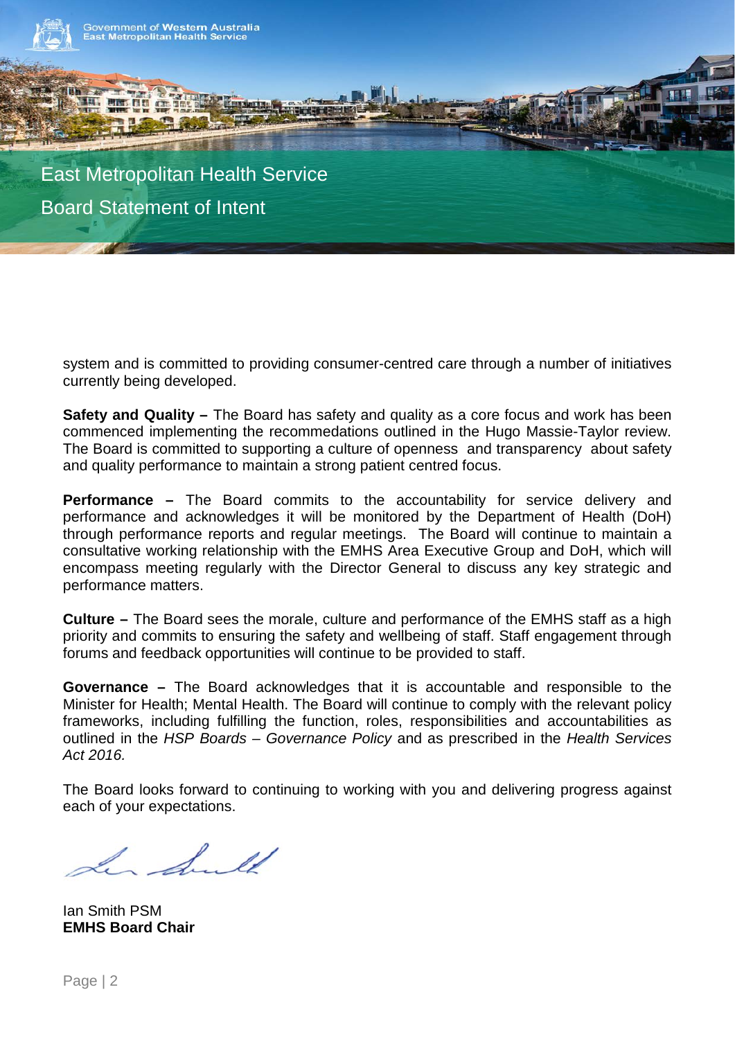# East Metropolitan Health Service

## Board Statement of Intent

system and is committed to providing consumer-centred care through a number of initiatives currently being developed.

**Safety and Quality –** The Board has safety and quality as a core focus and work has been commenced implementing the recommedations outlined in the Hugo Massie-Taylor review. The Board is committed to supporting a culture of openness and transparency about safety and quality performance to maintain a strong patient centred focus.

**Performance –** The Board commits to the accountability for service delivery and performance and acknowledges it will be monitored by the Department of Health (DoH) through performance reports and regular meetings. The Board will continue to maintain a consultative working relationship with the EMHS Area Executive Group and DoH, which will encompass meeting regularly with the Director General to discuss any key strategic and performance matters.

**Culture –** The Board sees the morale, culture and performance of the EMHS staff as a high priority and commits to ensuring the safety and wellbeing of staff. Staff engagement through forums and feedback opportunities will continue to be provided to staff.

**Governance –** The Board acknowledges that it is accountable and responsible to the Minister for Health; Mental Health. The Board will continue to comply with the relevant policy frameworks, including fulfilling the function, roles, responsibilities and accountabilities as outlined in the *HSP Boards – Governance Policy* and as prescribed in the *Health Services Act 2016.*

The Board looks forward to continuing to working with you and delivering progress against each of your expectations.

Ian Smith PSM
**EMHS Board Chair**